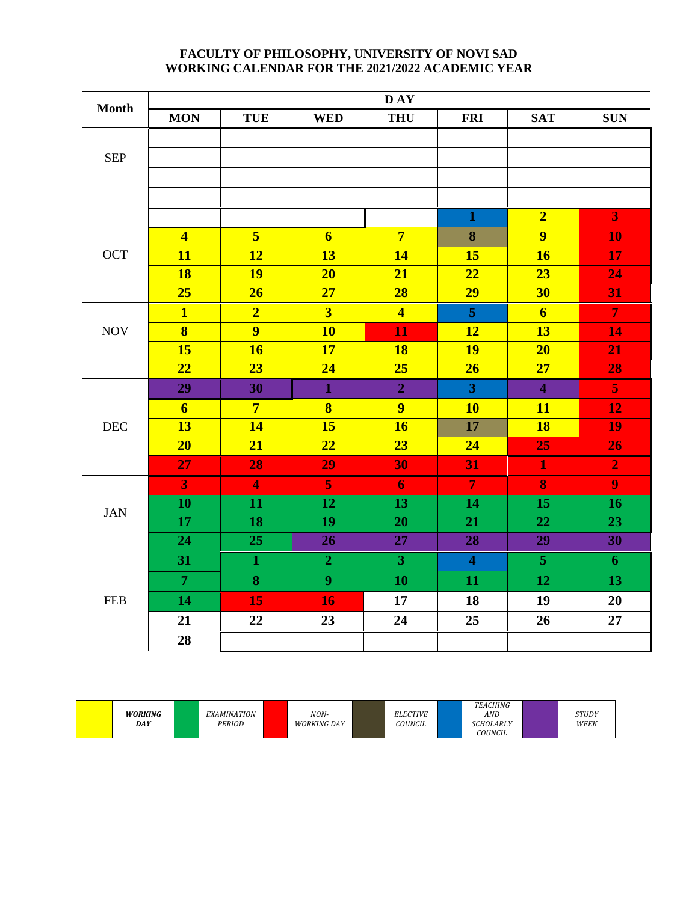# FACULTY OF PHILOSOPHY, UNIVERSITY OF NOVI SAD
# WORKING CALENDAR FOR THE 2021/2022 ACADEMIC YEAR

| Month | MON | TUE | WED | THU | FRI | SAT | SUN |
|---|---|---|---|---|---|---|---|
| SEP | | | | | | | |
| | | | | | | | |
| | | | | | | | |
| | | | | | | | |
| OCT | | | | | 1 | 2 | 3 |
| | 4 | 5 | 6 | 7 | 8 | 9 | 10 |
| | 11 | 12 | 13 | 14 | 15 | 16 | 17 |
| | 18 | 19 | 20 | 21 | 22 | 23 | 24 |
| | 25 | 26 | 27 | 28 | 29 | 30 | 31 |
| NOV | 1 | 2 | 3 | 4 | 5 | 6 | 7 |
| | 8 | 9 | 10 | 11 | 12 | 13 | 14 |
| | 15 | 16 | 17 | 18 | 19 | 20 | 21 |
| | 22 | 23 | 24 | 25 | 26 | 27 | 28 |
| DEC | 29 | 30 | 1 | 2 | 3 | 4 | 5 |
| | 6 | 7 | 8 | 9 | 10 | 11 | 12 |
| | 13 | 14 | 15 | 16 | 17 | 18 | 19 |
| | 20 | 21 | 22 | 23 | 24 | 25 | 26 |
| | 27 | 28 | 29 | 30 | 31 | 1 | 2 |
| JAN | 3 | 4 | 5 | 6 | 7 | 8 | 9 |
| | 10 | 11 | 12 | 13 | 14 | 15 | 16 |
| | 17 | 18 | 19 | 20 | 21 | 22 | 23 |
| | 24 | 25 | 26 | 27 | 28 | 29 | 30 |
| FEB | 31 | 1 | 2 | 3 | 4 | 5 | 6 |
| | 7 | 8 | 9 | 10 | 11 | 12 | 13 |
| | 14 | 15 | 16 | 17 | 18 | 19 | 20 |
| | 21 | 22 | 23 | 24 | 25 | 26 | 27 |
| | 28 | | | | | | |

| Colour | Legend |
|---|---|
| Yellow | ***WORKING DAY*** |
| Green | *EXAMINATION PERIOD* |
| Red | *NON-WORKING DAY* |
| Dark olive | *ELECTIVE COUNCIL* |
| Blue | *TEACHING AND SCHOLARLY COUNCIL* |
| Purple | *STUDY WEEK* |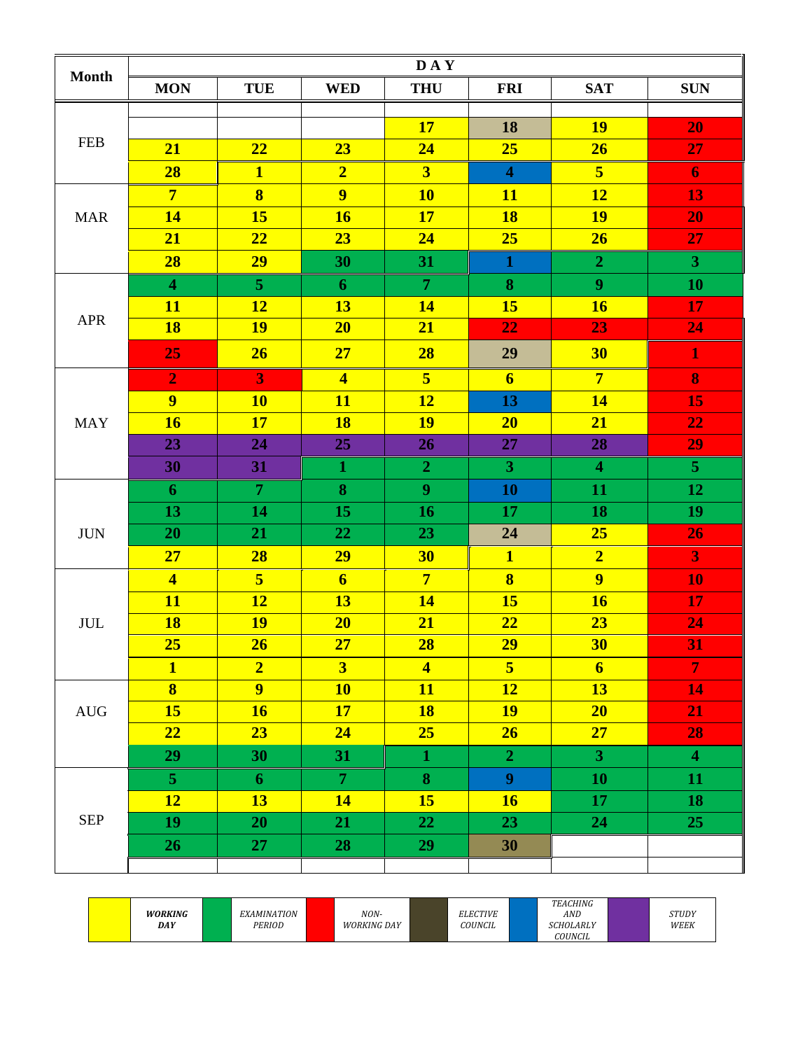| Month | MON | TUE | WED | THU | FRI | SAT | SUN |
|---|---|---|---|---|---|---|---|
| FEB | | | | 17 | 18 | 19 | 20 |
| | 21 | 22 | 23 | 24 | 25 | 26 | 27 |
| | 28 | 1 | 2 | 3 | 4 | 5 | 6 |
| MAR | 7 | 8 | 9 | 10 | 11 | 12 | 13 |
| | 14 | 15 | 16 | 17 | 18 | 19 | 20 |
| | 21 | 22 | 23 | 24 | 25 | 26 | 27 |
| | 28 | 29 | 30 | 31 | 1 | 2 | 3 |
| APR | 4 | 5 | 6 | 7 | 8 | 9 | 10 |
| | 11 | 12 | 13 | 14 | 15 | 16 | 17 |
| | 18 | 19 | 20 | 21 | 22 | 23 | 24 |
| | 25 | 26 | 27 | 28 | 29 | 30 | 1 |
| MAY | 2 | 3 | 4 | 5 | 6 | 7 | 8 |
| | 9 | 10 | 11 | 12 | 13 | 14 | 15 |
| | 16 | 17 | 18 | 19 | 20 | 21 | 22 |
| | 23 | 24 | 25 | 26 | 27 | 28 | 29 |
| | 30 | 31 | 1 | 2 | 3 | 4 | 5 |
| JUN | 6 | 7 | 8 | 9 | 10 | 11 | 12 |
| | 13 | 14 | 15 | 16 | 17 | 18 | 19 |
| | 20 | 21 | 22 | 23 | 24 | 25 | 26 |
| | 27 | 28 | 29 | 30 | 1 | 2 | 3 |
| JUL | 4 | 5 | 6 | 7 | 8 | 9 | 10 |
| | 11 | 12 | 13 | 14 | 15 | 16 | 17 |
| | 18 | 19 | 20 | 21 | 22 | 23 | 24 |
| | 25 | 26 | 27 | 28 | 29 | 30 | 31 |
| | 1 | 2 | 3 | 4 | 5 | 6 | 7 |
| AUG | 8 | 9 | 10 | 11 | 12 | 13 | 14 |
| | 15 | 16 | 17 | 18 | 19 | 20 | 21 |
| | 22 | 23 | 24 | 25 | 26 | 27 | 28 |
| | 29 | 30 | 31 | 1 | 2 | 3 | 4 |
| SEP | 5 | 6 | 7 | 8 | 9 | 10 | 11 |
| | 12 | 13 | 14 | 15 | 16 | 17 | 18 |
| | 19 | 20 | 21 | 22 | 23 | 24 | 25 |
| | 26 | 27 | 28 | 29 | 30 | | |

| Legend | |
|---|---|
| Yellow | ***WORKING DAY*** |
| Green | *EXAMINATION PERIOD* |
| Red | *NON-WORKING DAY* |
| Dark olive | *ELECTIVE COUNCIL* |
| Blue | *TEACHING AND SCHOLARLY COUNCIL* |
| Purple | *STUDY WEEK* |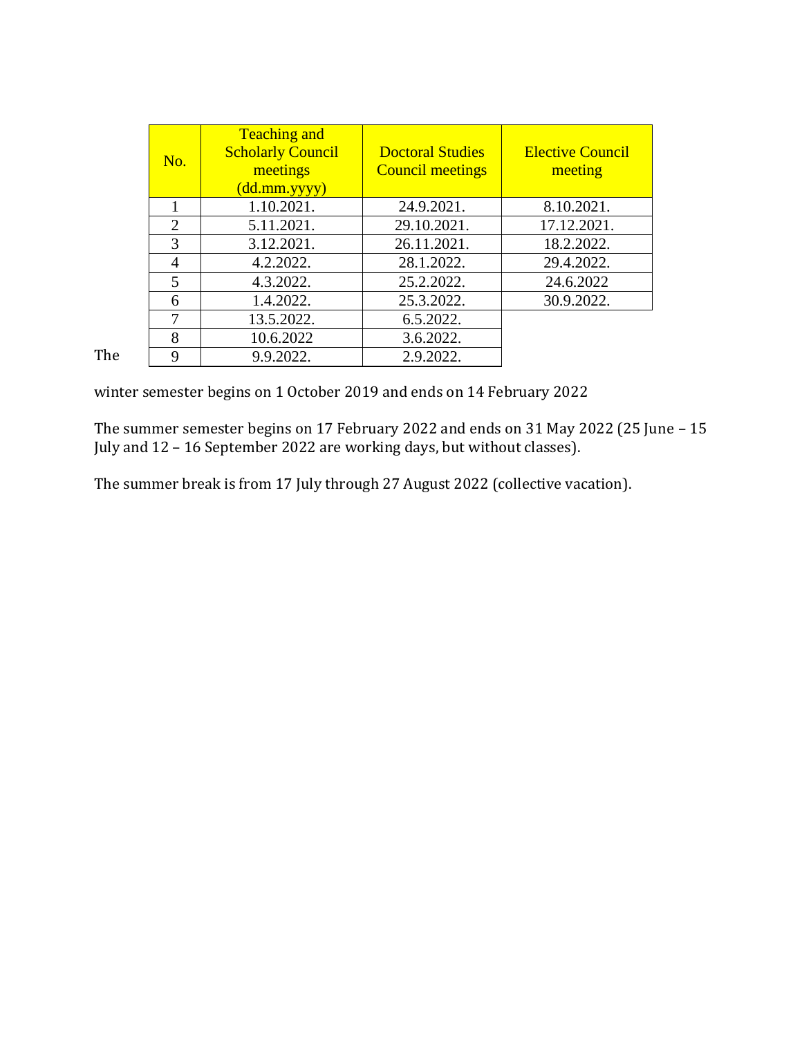| No. | Teaching and Scholarly Council meetings (dd.mm.yyyy) | Doctoral Studies Council meetings | Elective Council meeting |
|---|---|---|---|
| 1 | 1.10.2021. | 24.9.2021. | 8.10.2021. |
| 2 | 5.11.2021. | 29.10.2021. | 17.12.2021. |
| 3 | 3.12.2021. | 26.11.2021. | 18.2.2022. |
| 4 | 4.2.2022. | 28.1.2022. | 29.4.2022. |
| 5 | 4.3.2022. | 25.2.2022. | 24.6.2022 |
| 6 | 1.4.2022. | 25.3.2022. | 30.9.2022. |
| 7 | 13.5.2022. | 6.5.2022. | |
| 8 | 10.6.2022 | 3.6.2022. | |
| 9 | 9.9.2022. | 2.9.2022. | |

The winter semester begins on 1 October 2019 and ends on 14 February 2022

The summer semester begins on 17 February 2022 and ends on 31 May 2022 (25 June – 15 July and 12 – 16 September 2022 are working days, but without classes).

The summer break is from 17 July through 27 August 2022 (collective vacation).